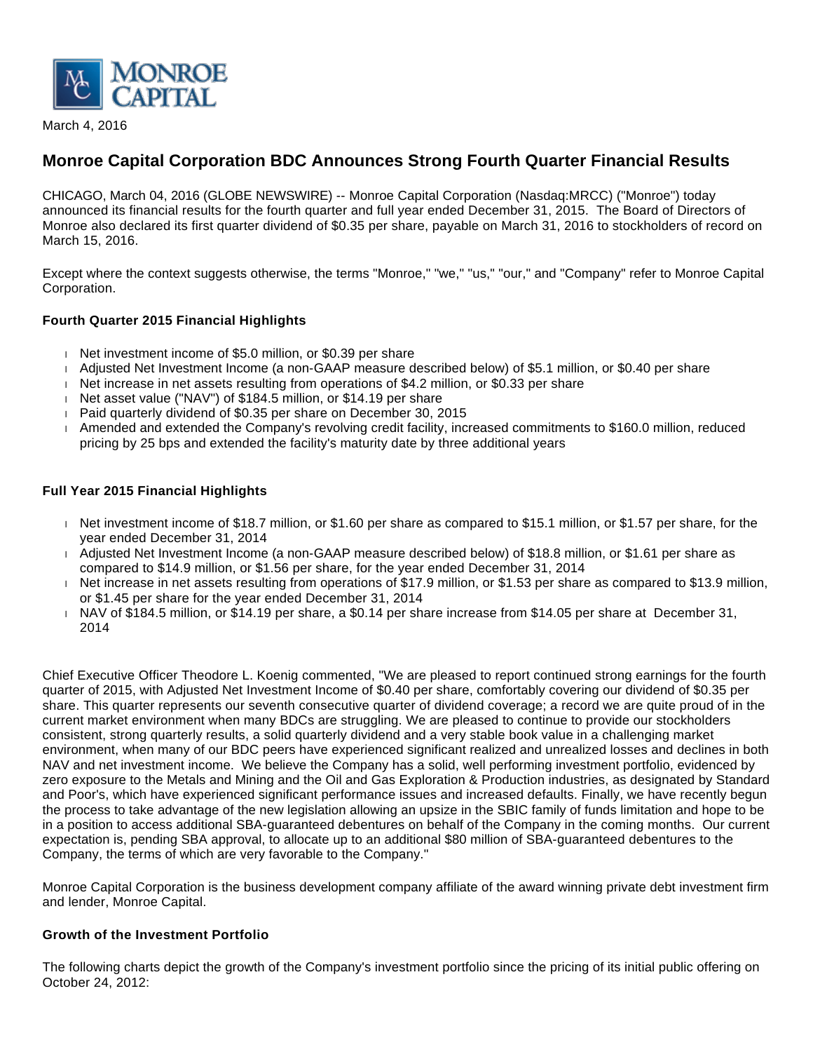MONROE CAPITAL

March 4, 2016

# Monroe Capital Corporation BDC Announces Strong Fourth Quarter Financial Results

CHICAGO, March 04, 2016 (GLOBE NEWSWIRE) -- Monroe Capital Corporation (Nasdaq:MRCC) ("Monroe") today announced its financial results for the fourth quarter and full year ended December 31, 2015. The Board of Directors of Monroe also declared its first quarter dividend of $0.35 per share, payable on March 31, 2016 to stockholders of record on March 15, 2016.

Except where the context suggests otherwise, the terms "Monroe," "we," "us," "our," and "Company" refer to Monroe Capital Corporation.

**Fourth Quarter 2015 Financial Highlights**

- Net investment income of $5.0 million, or $0.39 per share
- Adjusted Net Investment Income (a non-GAAP measure described below) of $5.1 million, or $0.40 per share
- Net increase in net assets resulting from operations of $4.2 million, or $0.33 per share
- Net asset value ("NAV") of $184.5 million, or $14.19 per share
- Paid quarterly dividend of $0.35 per share on December 30, 2015
- Amended and extended the Company's revolving credit facility, increased commitments to $160.0 million, reduced pricing by 25 bps and extended the facility's maturity date by three additional years

**Full Year 2015 Financial Highlights**

- Net investment income of $18.7 million, or $1.60 per share as compared to $15.1 million, or $1.57 per share, for the year ended December 31, 2014
- Adjusted Net Investment Income (a non-GAAP measure described below) of $18.8 million, or $1.61 per share as compared to $14.9 million, or $1.56 per share, for the year ended December 31, 2014
- Net increase in net assets resulting from operations of $17.9 million, or $1.53 per share as compared to $13.9 million, or $1.45 per share for the year ended December 31, 2014
- NAV of $184.5 million, or $14.19 per share, a $0.14 per share increase from $14.05 per share at December 31, 2014

Chief Executive Officer Theodore L. Koenig commented, "We are pleased to report continued strong earnings for the fourth quarter of 2015, with Adjusted Net Investment Income of $0.40 per share, comfortably covering our dividend of $0.35 per share. This quarter represents our seventh consecutive quarter of dividend coverage; a record we are quite proud of in the current market environment when many BDCs are struggling. We are pleased to continue to provide our stockholders consistent, strong quarterly results, a solid quarterly dividend and a very stable book value in a challenging market environment, when many of our BDC peers have experienced significant realized and unrealized losses and declines in both NAV and net investment income. We believe the Company has a solid, well performing investment portfolio, evidenced by zero exposure to the Metals and Mining and the Oil and Gas Exploration & Production industries, as designated by Standard and Poor's, which have experienced significant performance issues and increased defaults. Finally, we have recently begun the process to take advantage of the new legislation allowing an upsize in the SBIC family of funds limitation and hope to be in a position to access additional SBA-guaranteed debentures on behalf of the Company in the coming months. Our current expectation is, pending SBA approval, to allocate up to an additional $80 million of SBA-guaranteed debentures to the Company, the terms of which are very favorable to the Company."

Monroe Capital Corporation is the business development company affiliate of the award winning private debt investment firm and lender, Monroe Capital.

**Growth of the Investment Portfolio**

The following charts depict the growth of the Company's investment portfolio since the pricing of its initial public offering on October 24, 2012: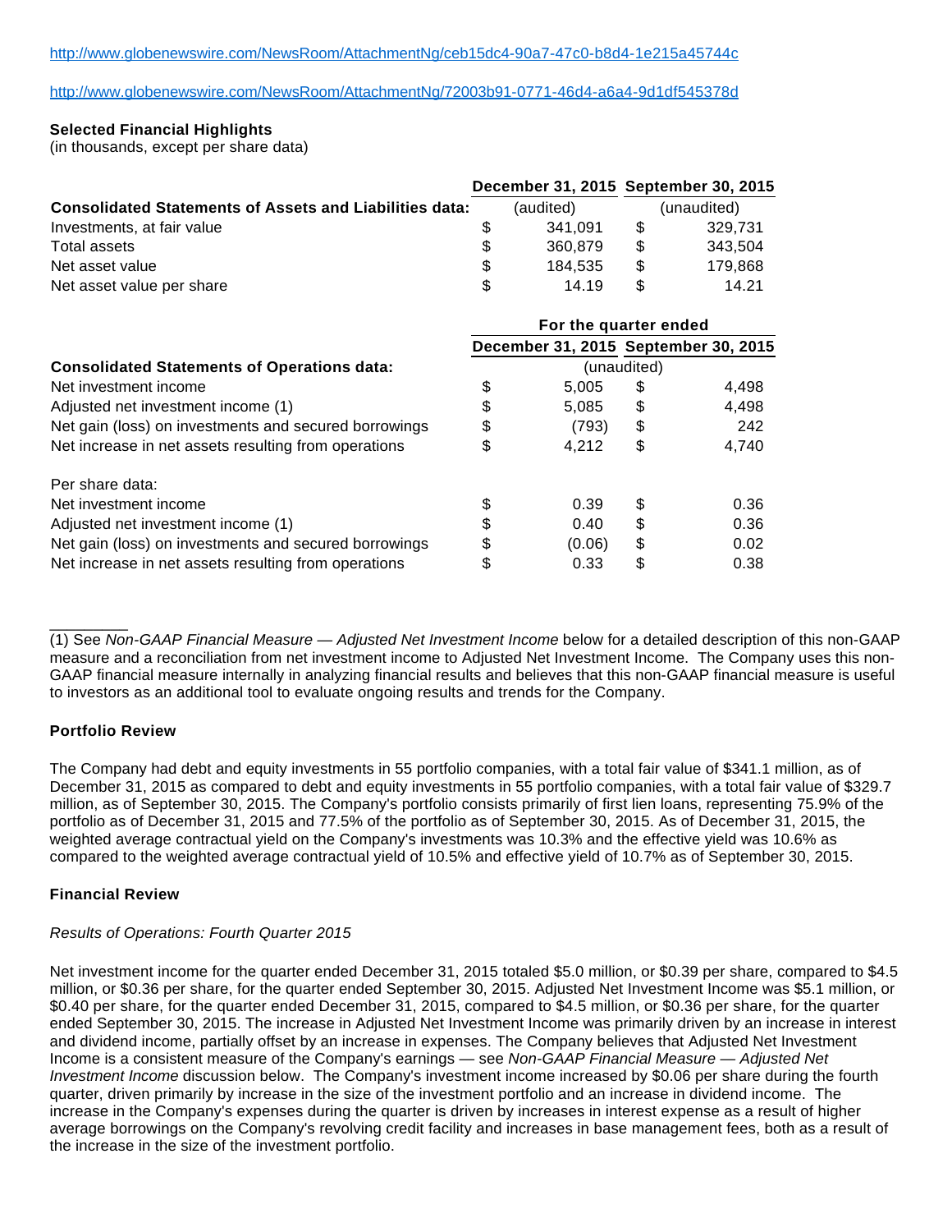http://www.globenewswire.com/NewsRoom/AttachmentNg/ceb15dc4-90a7-47c0-b8d4-1e215a45744c

http://www.globenewswire.com/NewsRoom/AttachmentNg/72003b91-0771-46d4-a6a4-9d1df545378d

**Selected Financial Highlights**
(in thousands, except per share data)

| | December 31, 2015 | September 30, 2015 |
|---|---|---|
| **Consolidated Statements of Assets and Liabilities data:** | (audited) | (unaudited) |
| Investments, at fair value | $ 341,091 | $ 329,731 |
| Total assets | $ 360,879 | $ 343,504 |
| Net asset value | $ 184,535 | $ 179,868 |
| Net asset value per share | $ 14.19 | $ 14.21 |

| | For the quarter ended | |
|---|---|---|
| | December 31, 2015 | September 30, 2015 |
| **Consolidated Statements of Operations data:** | (unaudited) | |
| Net investment income | $ 5,005 | $ 4,498 |
| Adjusted net investment income (1) | $ 5,085 | $ 4,498 |
| Net gain (loss) on investments and secured borrowings | $ (793) | $ 242 |
| Net increase in net assets resulting from operations | $ 4,212 | $ 4,740 |
| | | |
| Per share data: | | |
| Net investment income | $ 0.39 | $ 0.36 |
| Adjusted net investment income (1) | $ 0.40 | $ 0.36 |
| Net gain (loss) on investments and secured borrowings | $ (0.06) | $ 0.02 |
| Net increase in net assets resulting from operations | $ 0.33 | $ 0.38 |

\_\_\_\_\_\_\_\_\_
(1) See *Non-GAAP Financial Measure — Adjusted Net Investment Income* below for a detailed description of this non-GAAP measure and a reconciliation from net investment income to Adjusted Net Investment Income. The Company uses this non-GAAP financial measure internally in analyzing financial results and believes that this non-GAAP financial measure is useful to investors as an additional tool to evaluate ongoing results and trends for the Company.

**Portfolio Review**

The Company had debt and equity investments in 55 portfolio companies, with a total fair value of $341.1 million, as of December 31, 2015 as compared to debt and equity investments in 55 portfolio companies, with a total fair value of $329.7 million, as of September 30, 2015. The Company's portfolio consists primarily of first lien loans, representing 75.9% of the portfolio as of December 31, 2015 and 77.5% of the portfolio as of September 30, 2015. As of December 31, 2015, the weighted average contractual yield on the Company's investments was 10.3% and the effective yield was 10.6% as compared to the weighted average contractual yield of 10.5% and effective yield of 10.7% as of September 30, 2015.

**Financial Review**

*Results of Operations: Fourth Quarter 2015*

Net investment income for the quarter ended December 31, 2015 totaled $5.0 million, or $0.39 per share, compared to $4.5 million, or $0.36 per share, for the quarter ended September 30, 2015. Adjusted Net Investment Income was $5.1 million, or $0.40 per share, for the quarter ended December 31, 2015, compared to $4.5 million, or $0.36 per share, for the quarter ended September 30, 2015. The increase in Adjusted Net Investment Income was primarily driven by an increase in interest and dividend income, partially offset by an increase in expenses. The Company believes that Adjusted Net Investment Income is a consistent measure of the Company's earnings — see *Non-GAAP Financial Measure — Adjusted Net Investment Income* discussion below. The Company's investment income increased by $0.06 per share during the fourth quarter, driven primarily by increase in the size of the investment portfolio and an increase in dividend income. The increase in the Company's expenses during the quarter is driven by increases in interest expense as a result of higher average borrowings on the Company's revolving credit facility and increases in base management fees, both as a result of the increase in the size of the investment portfolio.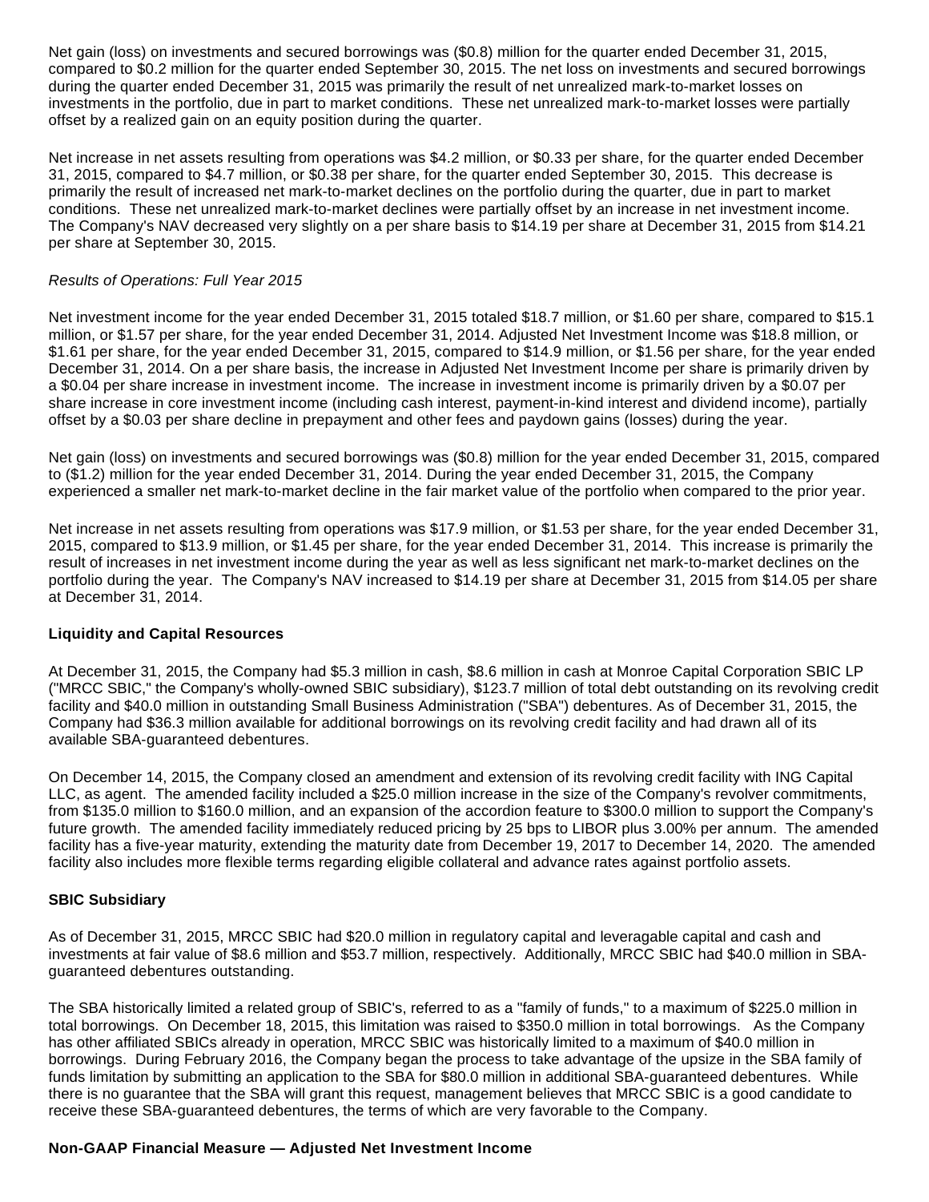Net gain (loss) on investments and secured borrowings was ($0.8) million for the quarter ended December 31, 2015, compared to $0.2 million for the quarter ended September 30, 2015. The net loss on investments and secured borrowings during the quarter ended December 31, 2015 was primarily the result of net unrealized mark-to-market losses on investments in the portfolio, due in part to market conditions. These net unrealized mark-to-market losses were partially offset by a realized gain on an equity position during the quarter.

Net increase in net assets resulting from operations was $4.2 million, or $0.33 per share, for the quarter ended December 31, 2015, compared to $4.7 million, or $0.38 per share, for the quarter ended September 30, 2015. This decrease is primarily the result of increased net mark-to-market declines on the portfolio during the quarter, due in part to market conditions. These net unrealized mark-to-market declines were partially offset by an increase in net investment income. The Company's NAV decreased very slightly on a per share basis to $14.19 per share at December 31, 2015 from $14.21 per share at September 30, 2015.

*Results of Operations: Full Year 2015*

Net investment income for the year ended December 31, 2015 totaled $18.7 million, or $1.60 per share, compared to $15.1 million, or $1.57 per share, for the year ended December 31, 2014. Adjusted Net Investment Income was $18.8 million, or $1.61 per share, for the year ended December 31, 2015, compared to $14.9 million, or $1.56 per share, for the year ended December 31, 2014. On a per share basis, the increase in Adjusted Net Investment Income per share is primarily driven by a $0.04 per share increase in investment income. The increase in investment income is primarily driven by a $0.07 per share increase in core investment income (including cash interest, payment-in-kind interest and dividend income), partially offset by a $0.03 per share decline in prepayment and other fees and paydown gains (losses) during the year.

Net gain (loss) on investments and secured borrowings was ($0.8) million for the year ended December 31, 2015, compared to ($1.2) million for the year ended December 31, 2014. During the year ended December 31, 2015, the Company experienced a smaller net mark-to-market decline in the fair market value of the portfolio when compared to the prior year.

Net increase in net assets resulting from operations was $17.9 million, or $1.53 per share, for the year ended December 31, 2015, compared to $13.9 million, or $1.45 per share, for the year ended December 31, 2014. This increase is primarily the result of increases in net investment income during the year as well as less significant net mark-to-market declines on the portfolio during the year. The Company's NAV increased to $14.19 per share at December 31, 2015 from $14.05 per share at December 31, 2014.

**Liquidity and Capital Resources**

At December 31, 2015, the Company had $5.3 million in cash, $8.6 million in cash at Monroe Capital Corporation SBIC LP ("MRCC SBIC," the Company's wholly-owned SBIC subsidiary), $123.7 million of total debt outstanding on its revolving credit facility and $40.0 million in outstanding Small Business Administration ("SBA") debentures. As of December 31, 2015, the Company had $36.3 million available for additional borrowings on its revolving credit facility and had drawn all of its available SBA-guaranteed debentures.

On December 14, 2015, the Company closed an amendment and extension of its revolving credit facility with ING Capital LLC, as agent. The amended facility included a $25.0 million increase in the size of the Company's revolver commitments, from $135.0 million to $160.0 million, and an expansion of the accordion feature to $300.0 million to support the Company's future growth. The amended facility immediately reduced pricing by 25 bps to LIBOR plus 3.00% per annum. The amended facility has a five-year maturity, extending the maturity date from December 19, 2017 to December 14, 2020. The amended facility also includes more flexible terms regarding eligible collateral and advance rates against portfolio assets.

**SBIC Subsidiary**

As of December 31, 2015, MRCC SBIC had $20.0 million in regulatory capital and leveragable capital and cash and investments at fair value of $8.6 million and $53.7 million, respectively. Additionally, MRCC SBIC had $40.0 million in SBA-guaranteed debentures outstanding.

The SBA historically limited a related group of SBIC's, referred to as a "family of funds," to a maximum of $225.0 million in total borrowings. On December 18, 2015, this limitation was raised to $350.0 million in total borrowings. As the Company has other affiliated SBICs already in operation, MRCC SBIC was historically limited to a maximum of $40.0 million in borrowings. During February 2016, the Company began the process to take advantage of the upsize in the SBA family of funds limitation by submitting an application to the SBA for $80.0 million in additional SBA-guaranteed debentures. While there is no guarantee that the SBA will grant this request, management believes that MRCC SBIC is a good candidate to receive these SBA-guaranteed debentures, the terms of which are very favorable to the Company.

**Non-GAAP Financial Measure — Adjusted Net Investment Income**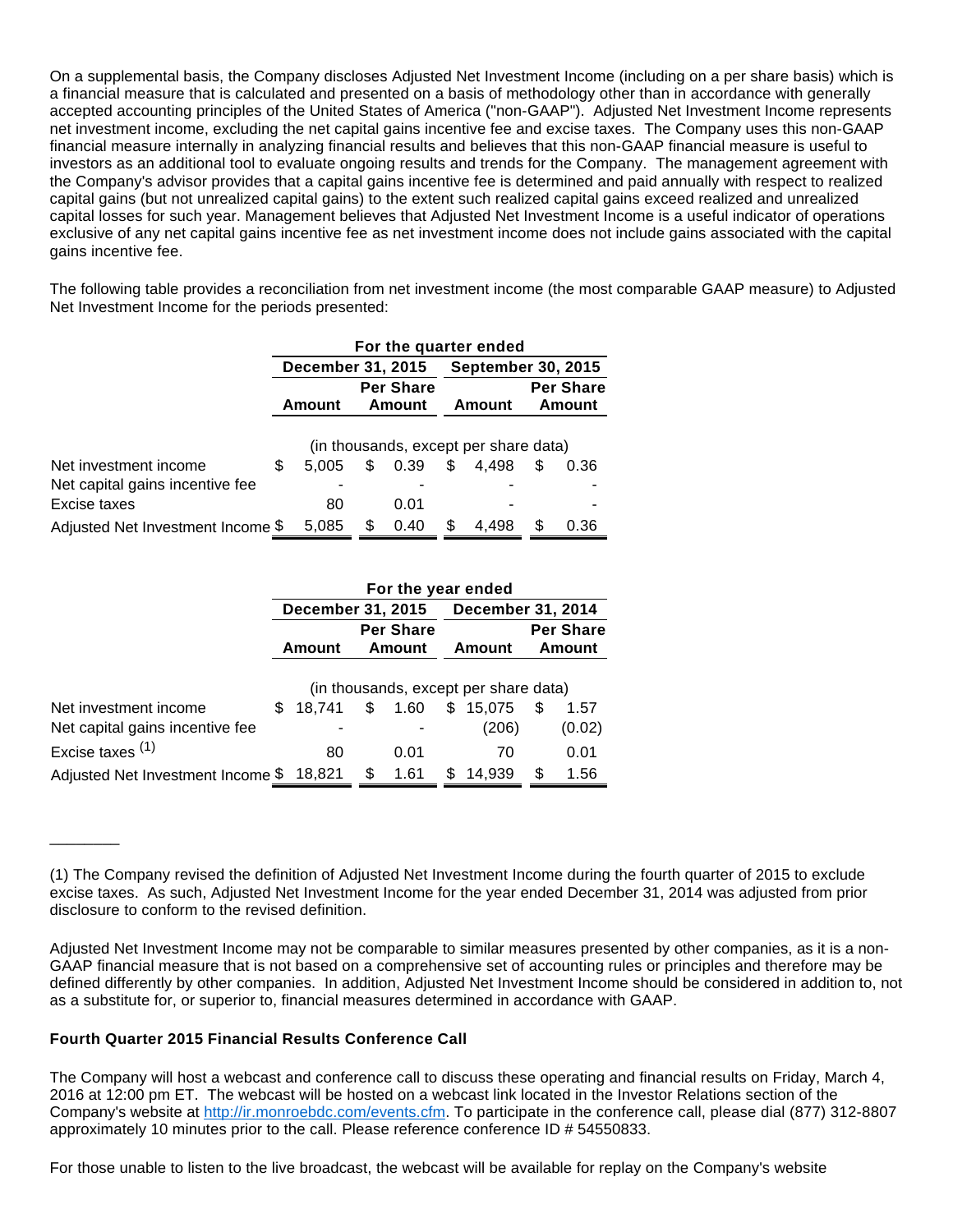On a supplemental basis, the Company discloses Adjusted Net Investment Income (including on a per share basis) which is a financial measure that is calculated and presented on a basis of methodology other than in accordance with generally accepted accounting principles of the United States of America ("non-GAAP"). Adjusted Net Investment Income represents net investment income, excluding the net capital gains incentive fee and excise taxes. The Company uses this non-GAAP financial measure internally in analyzing financial results and believes that this non-GAAP financial measure is useful to investors as an additional tool to evaluate ongoing results and trends for the Company. The management agreement with the Company's advisor provides that a capital gains incentive fee is determined and paid annually with respect to realized capital gains (but not unrealized capital gains) to the extent such realized capital gains exceed realized and unrealized capital losses for such year. Management believes that Adjusted Net Investment Income is a useful indicator of operations exclusive of any net capital gains incentive fee as net investment income does not include gains associated with the capital gains incentive fee.

The following table provides a reconciliation from net investment income (the most comparable GAAP measure) to Adjusted Net Investment Income for the periods presented:

| | For the quarter ended | | | |
|---|---|---|---|---|
| | December 31, 2015 | | September 30, 2015 | |
| | Amount | Per Share Amount | Amount | Per Share Amount |
| | (in thousands, except per share data) | | | |
| Net investment income | $ 5,005 | $ 0.39 | $ 4,498 | $ 0.36 |
| Net capital gains incentive fee | - | - | - | - |
| Excise taxes | 80 | 0.01 | - | - |
| Adjusted Net Investment Income | $ 5,085 | $ 0.40 | $ 4,498 | $ 0.36 |

| | For the year ended | | | |
|---|---|---|---|---|
| | December 31, 2015 | | December 31, 2014 | |
| | Amount | Per Share Amount | Amount | Per Share Amount |
| | (in thousands, except per share data) | | | |
| Net investment income | $ 18,741 | $ 1.60 | $ 15,075 | $ 1.57 |
| Net capital gains incentive fee | - | - | (206) | (0.02) |
| Excise taxes (1) | 80 | 0.01 | 70 | 0.01 |
| Adjusted Net Investment Income | $ 18,821 | $ 1.61 | $ 14,939 | $ 1.56 |

________

(1) The Company revised the definition of Adjusted Net Investment Income during the fourth quarter of 2015 to exclude excise taxes. As such, Adjusted Net Investment Income for the year ended December 31, 2014 was adjusted from prior disclosure to conform to the revised definition.

Adjusted Net Investment Income may not be comparable to similar measures presented by other companies, as it is a non-GAAP financial measure that is not based on a comprehensive set of accounting rules or principles and therefore may be defined differently by other companies. In addition, Adjusted Net Investment Income should be considered in addition to, not as a substitute for, or superior to, financial measures determined in accordance with GAAP.

**Fourth Quarter 2015 Financial Results Conference Call**

The Company will host a webcast and conference call to discuss these operating and financial results on Friday, March 4, 2016 at 12:00 pm ET. The webcast will be hosted on a webcast link located in the Investor Relations section of the Company's website at http://ir.monroebdc.com/events.cfm. To participate in the conference call, please dial (877) 312-8807 approximately 10 minutes prior to the call. Please reference conference ID # 54550833.

For those unable to listen to the live broadcast, the webcast will be available for replay on the Company's website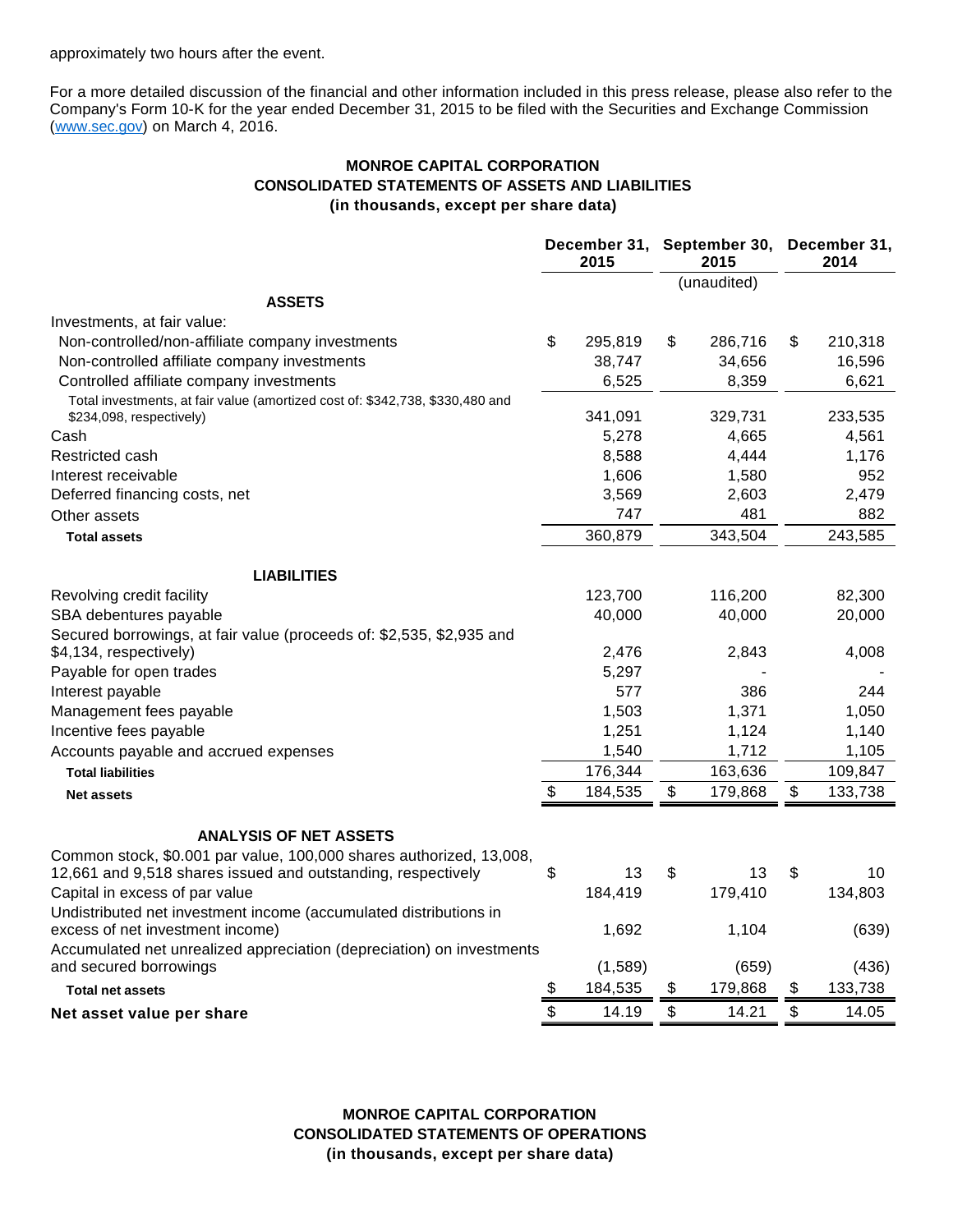approximately two hours after the event.

For a more detailed discussion of the financial and other information included in this press release, please also refer to the Company's Form 10-K for the year ended December 31, 2015 to be filed with the Securities and Exchange Commission (www.sec.gov) on March 4, 2016.

**MONROE CAPITAL CORPORATION**
**CONSOLIDATED STATEMENTS OF ASSETS AND LIABILITIES**
**(in thousands, except per share data)**

| | December 31, 2015 | September 30, 2015 | December 31, 2014 |
|---|---|---|---|
| | | (unaudited) | |
| **ASSETS** | | | |
| Investments, at fair value: | | | |
| Non-controlled/non-affiliate company investments | $ 295,819 | $ 286,716 | $ 210,318 |
| Non-controlled affiliate company investments | 38,747 | 34,656 | 16,596 |
| Controlled affiliate company investments | 6,525 | 8,359 | 6,621 |
| Total investments, at fair value (amortized cost of: $342,738, $330,480 and $234,098, respectively) | 341,091 | 329,731 | 233,535 |
| Cash | 5,278 | 4,665 | 4,561 |
| Restricted cash | 8,588 | 4,444 | 1,176 |
| Interest receivable | 1,606 | 1,580 | 952 |
| Deferred financing costs, net | 3,569 | 2,603 | 2,479 |
| Other assets | 747 | 481 | 882 |
| **Total assets** | 360,879 | 343,504 | 243,585 |
| **LIABILITIES** | | | |
| Revolving credit facility | 123,700 | 116,200 | 82,300 |
| SBA debentures payable | 40,000 | 40,000 | 20,000 |
| Secured borrowings, at fair value (proceeds of: $2,535, $2,935 and $4,134, respectively) | 2,476 | 2,843 | 4,008 |
| Payable for open trades | 5,297 | - | - |
| Interest payable | 577 | 386 | 244 |
| Management fees payable | 1,503 | 1,371 | 1,050 |
| Incentive fees payable | 1,251 | 1,124 | 1,140 |
| Accounts payable and accrued expenses | 1,540 | 1,712 | 1,105 |
| **Total liabilities** | 176,344 | 163,636 | 109,847 |
| **Net assets** | $ 184,535 | $ 179,868 | $ 133,738 |
| **ANALYSIS OF NET ASSETS** | | | |
| Common stock, $0.001 par value, 100,000 shares authorized, 13,008, 12,661 and 9,518 shares issued and outstanding, respectively | $ 13 | $ 13 | $ 10 |
| Capital in excess of par value | 184,419 | 179,410 | 134,803 |
| Undistributed net investment income (accumulated distributions in excess of net investment income) | 1,692 | 1,104 | (639) |
| Accumulated net unrealized appreciation (depreciation) on investments and secured borrowings | (1,589) | (659) | (436) |
| **Total net assets** | $ 184,535 | $ 179,868 | $ 133,738 |
| **Net asset value per share** | $ 14.19 | $ 14.21 | $ 14.05 |

**MONROE CAPITAL CORPORATION**
**CONSOLIDATED STATEMENTS OF OPERATIONS**
**(in thousands, except per share data)**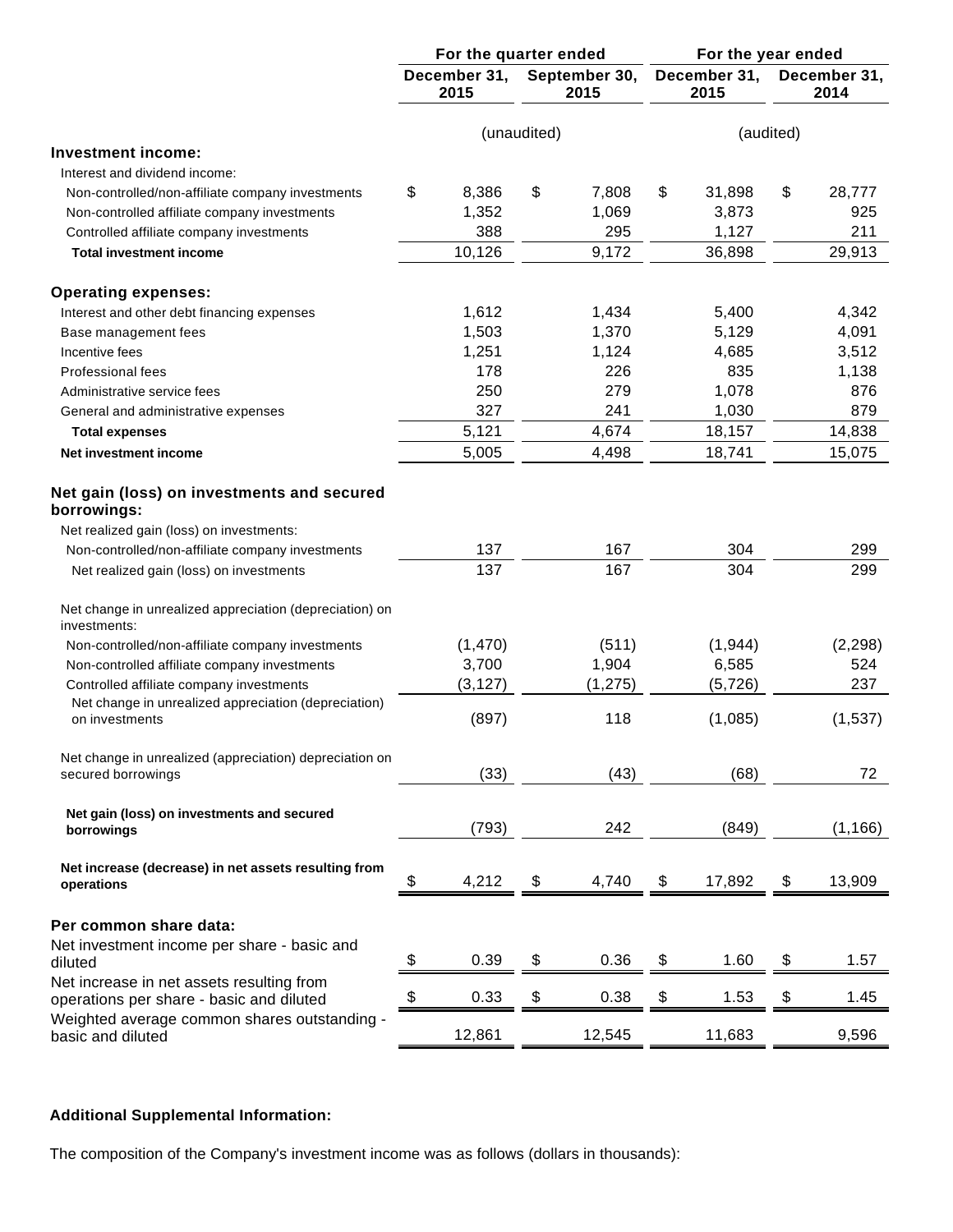| | For the quarter ended | | For the year ended | |
|---|---|---|---|---|
| | December 31, 2015 | September 30, 2015 | December 31, 2015 | December 31, 2014 |
| | (unaudited) | | (audited) | |
| **Investment income:** | | | | |
| Interest and dividend income: | | | | |
| Non-controlled/non-affiliate company investments | $ 8,386 | $ 7,808 | $ 31,898 | $ 28,777 |
| Non-controlled affiliate company investments | 1,352 | 1,069 | 3,873 | 925 |
| Controlled affiliate company investments | 388 | 295 | 1,127 | 211 |
| **Total investment income** | 10,126 | 9,172 | 36,898 | 29,913 |
| **Operating expenses:** | | | | |
| Interest and other debt financing expenses | 1,612 | 1,434 | 5,400 | 4,342 |
| Base management fees | 1,503 | 1,370 | 5,129 | 4,091 |
| Incentive fees | 1,251 | 1,124 | 4,685 | 3,512 |
| Professional fees | 178 | 226 | 835 | 1,138 |
| Administrative service fees | 250 | 279 | 1,078 | 876 |
| General and administrative expenses | 327 | 241 | 1,030 | 879 |
| **Total expenses** | 5,121 | 4,674 | 18,157 | 14,838 |
| **Net investment income** | 5,005 | 4,498 | 18,741 | 15,075 |
| **Net gain (loss) on investments and secured borrowings:** | | | | |
| Net realized gain (loss) on investments: | | | | |
| Non-controlled/non-affiliate company investments | 137 | 167 | 304 | 299 |
| Net realized gain (loss) on investments | 137 | 167 | 304 | 299 |
| Net change in unrealized appreciation (depreciation) on investments: | | | | |
| Non-controlled/non-affiliate company investments | (1,470) | (511) | (1,944) | (2,298) |
| Non-controlled affiliate company investments | 3,700 | 1,904 | 6,585 | 524 |
| Controlled affiliate company investments | (3,127) | (1,275) | (5,726) | 237 |
| Net change in unrealized appreciation (depreciation) on investments | (897) | 118 | (1,085) | (1,537) |
| Net change in unrealized (appreciation) depreciation on secured borrowings | (33) | (43) | (68) | 72 |
| **Net gain (loss) on investments and secured borrowings** | (793) | 242 | (849) | (1,166) |
| **Net increase (decrease) in net assets resulting from operations** | $ 4,212 | $ 4,740 | $ 17,892 | $ 13,909 |
| **Per common share data:** | | | | |
| Net investment income per share - basic and diluted | $ 0.39 | $ 0.36 | $ 1.60 | $ 1.57 |
| Net increase in net assets resulting from operations per share - basic and diluted | $ 0.33 | $ 0.38 | $ 1.53 | $ 1.45 |
| Weighted average common shares outstanding - basic and diluted | 12,861 | 12,545 | 11,683 | 9,596 |

**Additional Supplemental Information:**

The composition of the Company's investment income was as follows (dollars in thousands):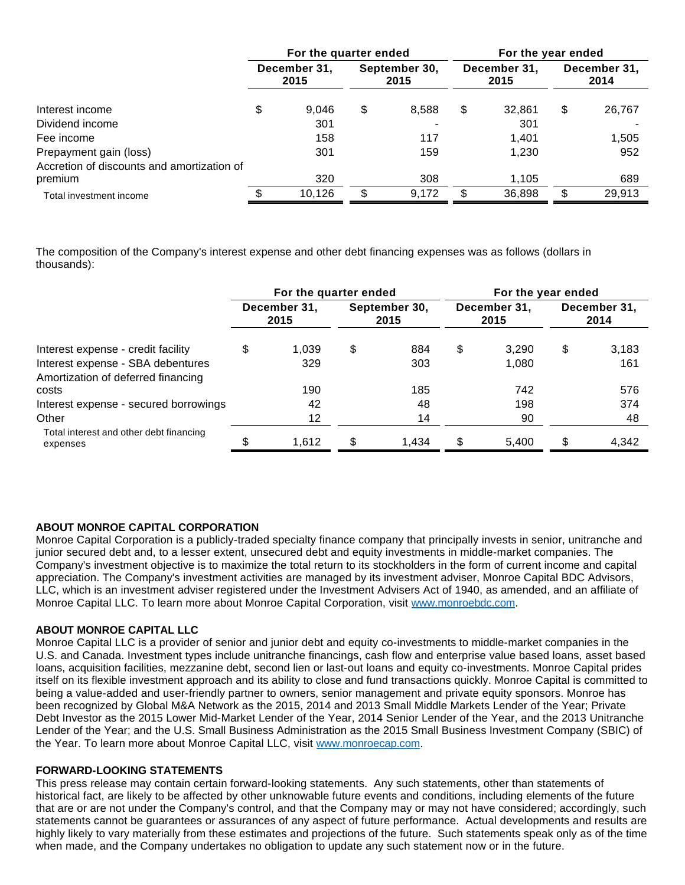| | For the quarter ended | | For the year ended | |
|---|---|---|---|---|
| | December 31, 2015 | September 30, 2015 | December 31, 2015 | December 31, 2014 |
| Interest income | $ 9,046 | $ 8,588 | $ 32,861 | $ 26,767 |
| Dividend income | 301 | - | 301 | - |
| Fee income | 158 | 117 | 1,401 | 1,505 |
| Prepayment gain (loss) | 301 | 159 | 1,230 | 952 |
| Accretion of discounts and amortization of premium | 320 | 308 | 1,105 | 689 |
| Total investment income | $ 10,126 | $ 9,172 | $ 36,898 | $ 29,913 |

The composition of the Company's interest expense and other debt financing expenses was as follows (dollars in thousands):

| | For the quarter ended | | For the year ended | |
|---|---|---|---|---|
| | December 31, 2015 | September 30, 2015 | December 31, 2015 | December 31, 2014 |
| Interest expense - credit facility | $ 1,039 | $ 884 | $ 3,290 | $ 3,183 |
| Interest expense - SBA debentures | 329 | 303 | 1,080 | 161 |
| Amortization of deferred financing costs | 190 | 185 | 742 | 576 |
| Interest expense - secured borrowings | 42 | 48 | 198 | 374 |
| Other | 12 | 14 | 90 | 48 |
| Total interest and other debt financing expenses | $ 1,612 | $ 1,434 | $ 5,400 | $ 4,342 |

**ABOUT MONROE CAPITAL CORPORATION**

Monroe Capital Corporation is a publicly-traded specialty finance company that principally invests in senior, unitranche and junior secured debt and, to a lesser extent, unsecured debt and equity investments in middle-market companies. The Company's investment objective is to maximize the total return to its stockholders in the form of current income and capital appreciation. The Company's investment activities are managed by its investment adviser, Monroe Capital BDC Advisors, LLC, which is an investment adviser registered under the Investment Advisers Act of 1940, as amended, and an affiliate of Monroe Capital LLC. To learn more about Monroe Capital Corporation, visit www.monroebdc.com.

**ABOUT MONROE CAPITAL LLC**

Monroe Capital LLC is a provider of senior and junior debt and equity co-investments to middle-market companies in the U.S. and Canada. Investment types include unitranche financings, cash flow and enterprise value based loans, asset based loans, acquisition facilities, mezzanine debt, second lien or last-out loans and equity co-investments. Monroe Capital prides itself on its flexible investment approach and its ability to close and fund transactions quickly. Monroe Capital is committed to being a value-added and user-friendly partner to owners, senior management and private equity sponsors. Monroe has been recognized by Global M&A Network as the 2015, 2014 and 2013 Small Middle Markets Lender of the Year; Private Debt Investor as the 2015 Lower Mid-Market Lender of the Year, 2014 Senior Lender of the Year, and the 2013 Unitranche Lender of the Year; and the U.S. Small Business Administration as the 2015 Small Business Investment Company (SBIC) of the Year. To learn more about Monroe Capital LLC, visit www.monroecap.com.

**FORWARD-LOOKING STATEMENTS**

This press release may contain certain forward-looking statements. Any such statements, other than statements of historical fact, are likely to be affected by other unknowable future events and conditions, including elements of the future that are or are not under the Company's control, and that the Company may or may not have considered; accordingly, such statements cannot be guarantees or assurances of any aspect of future performance. Actual developments and results are highly likely to vary materially from these estimates and projections of the future. Such statements speak only as of the time when made, and the Company undertakes no obligation to update any such statement now or in the future.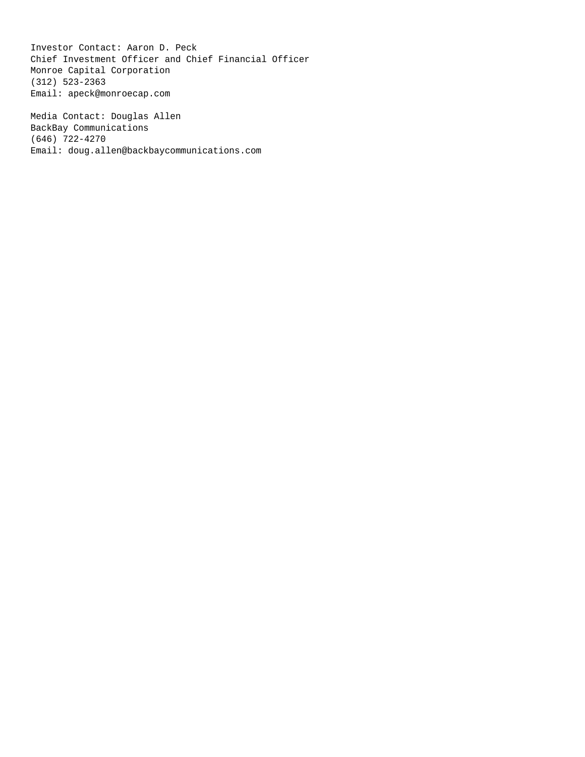Investor Contact: Aaron D. Peck
Chief Investment Officer and Chief Financial Officer
Monroe Capital Corporation
(312) 523-2363
Email: apeck@monroecap.com

Media Contact: Douglas Allen
BackBay Communications
(646) 722-4270
Email: doug.allen@backbaycommunications.com